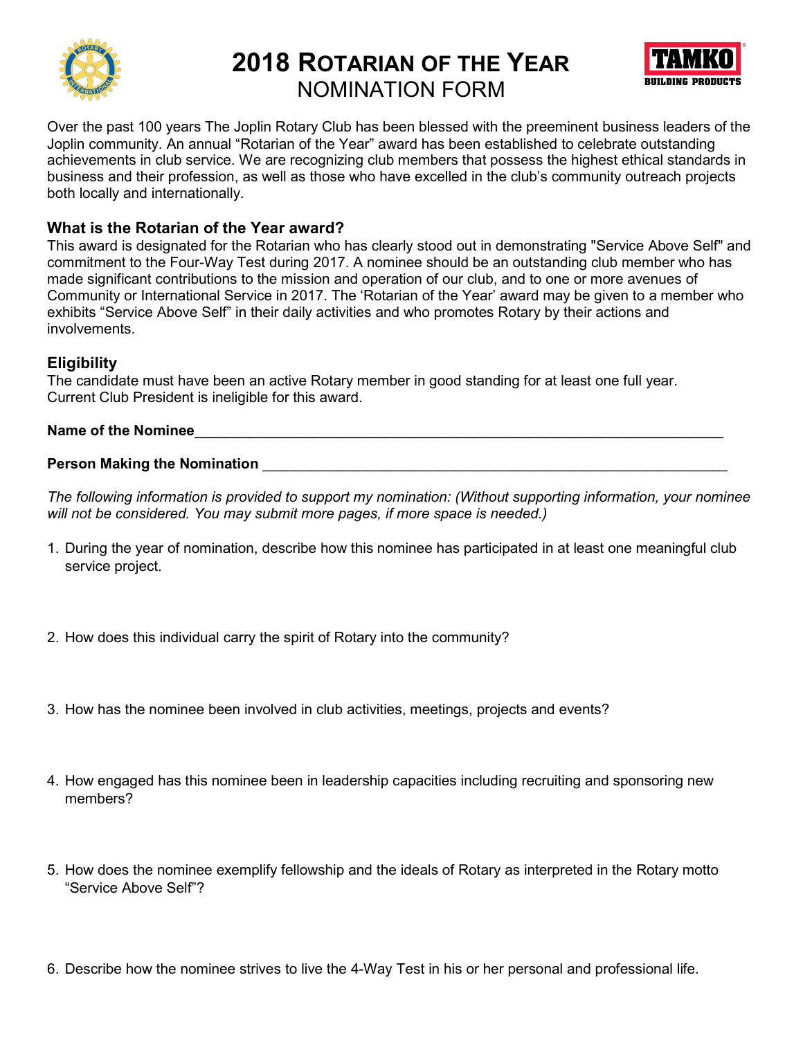# 2018 ROTARIAN OF THE YEAR

## NOMINATION FORM

Over the past 100 years The Joplin Rotary Club has been blessed with the preeminent business leaders of the Joplin community. An annual "Rotarian of the Year" award has been established to celebrate outstanding achievements in club service. We are recognizing club members that possess the highest ethical standards in business and their profession, as well as those who have excelled in the club's community outreach projects both locally and internationally.

### What is the Rotarian of the Year award?

This award is designated for the Rotarian who has clearly stood out in demonstrating "Service Above Self" and commitment to the Four-Way Test during 2017. A nominee should be an outstanding club member who has made significant contributions to the mission and operation of our club, and to one or more avenues of Community or International Service in 2017. The 'Rotarian of the Year' award may be given to a member who exhibits "Service Above Self" in their daily activities and who promotes Rotary by their actions and involvements.

### Eligibility

The candidate must have been an active Rotary member in good standing for at least one full year.
Current Club President is ineligible for this award.

**Name of the Nominee**______________________________________________________________________

**Person Making the Nomination** ________________________________________________________________

*The following information is provided to support my nomination: (Without supporting information, your nominee will not be considered. You may submit more pages, if more space is needed.)*

1. During the year of nomination, describe how this nominee has participated in at least one meaningful club service project.

2. How does this individual carry the spirit of Rotary into the community?

3. How has the nominee been involved in club activities, meetings, projects and events?

4. How engaged has this nominee been in leadership capacities including recruiting and sponsoring new members?

5. How does the nominee exemplify fellowship and the ideals of Rotary as interpreted in the Rotary motto "Service Above Self"?

6. Describe how the nominee strives to live the 4-Way Test in his or her personal and professional life.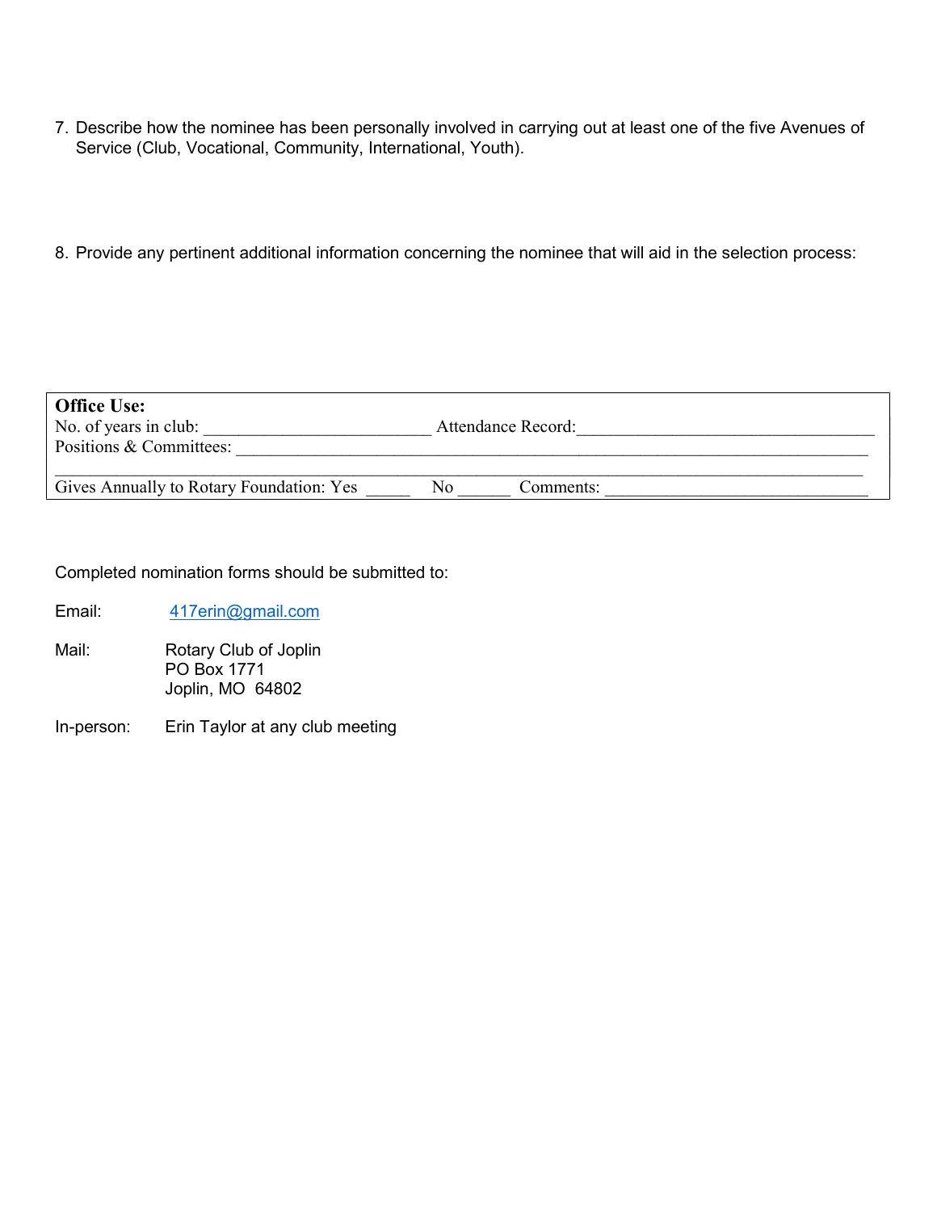7. Describe how the nominee has been personally involved in carrying out at least one of the five Avenues of Service (Club, Vocational, Community, International, Youth).

8. Provide any pertinent additional information concerning the nominee that will aid in the selection process:

**Office Use:**
No. of years in club: __________________________ Attendance Record:__________________________________
Positions & Committees: __________________________________________________________________________
__________________________________________________________________________________________
Gives Annually to Rotary Foundation: Yes _____ No ______ Comments: ______________________________

Completed nomination forms should be submitted to:

Email: 417erin@gmail.com

Mail: Rotary Club of Joplin
PO Box 1771
Joplin, MO 64802

In-person: Erin Taylor at any club meeting